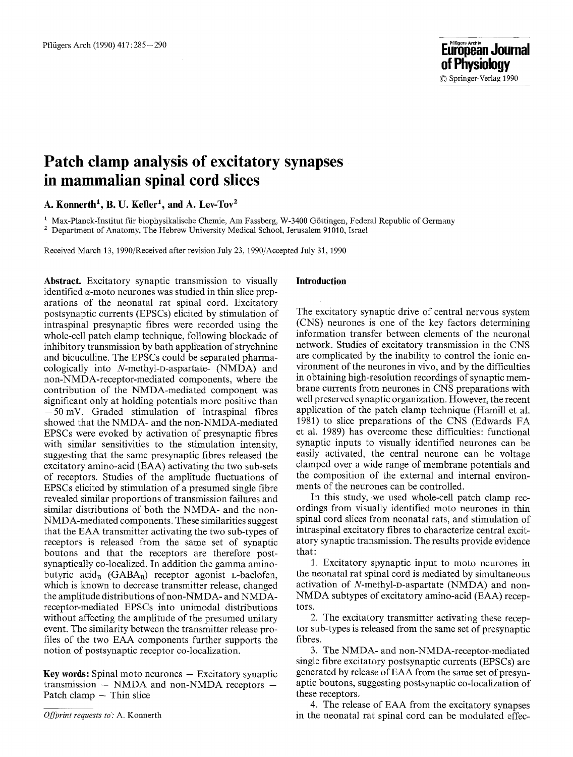# Patch clamp analysis of excitatory synapses in mammalian spinal cord slices

**A. Konnerth[1], B. U. Keller[1], and A. Lev-Tov[2]**

[1] Max-Planck-Institut für biophysikalische Chemie, Am Fassberg, W-3400 Göttingen, Federal Republic of Germany
[2] Department of Anatomy, The Hebrew University Medical School, Jerusalem 91010, Israel

Received March 13, 1990/Received after revision July 23, 1990/Accepted July 31, 1990

**Abstract.** Excitatory synaptic transmission to visually identified α-moto neurones was studied in thin slice preparations of the neonatal rat spinal cord. Excitatory postsynaptic currents (EPSCs) elicited by stimulation of intraspinal presynaptic fibres were recorded using the whole-cell patch clamp technique, following blockade of inhibitory transmission by bath application of strychnine and bicuculline. The EPSCs could be separated pharmacologically into *N*-methyl-D-aspartate- (NMDA) and non-NMDA-receptor-mediated components, where the contribution of the NMDA-mediated component was significant only at holding potentials more positive than −50 mV. Graded stimulation of intraspinal fibres showed that the NMDA- and the non-NMDA-mediated EPSCs were evoked by activation of presynaptic fibres with similar sensitivities to the stimulation intensity, suggesting that the same presynaptic fibres released the excitatory amino-acid (EAA) activating the two sub-sets of receptors. Studies of the amplitude fluctuations of EPSCs elicited by stimulation of a presumed single fibre revealed similar proportions of transmission failures and similar distributions of both the NMDA- and the non-NMDA-mediated components. These similarities suggest that the EAA transmitter activating the two sub-types of receptors is released from the same set of synaptic boutons and that the receptors are therefore postsynaptically co-localized. In addition the gamma aminobutyric $acid_B$ ($GABA_B$) receptor agonist L-baclofen, which is known to decrease transmitter release, changed the amplitude distributions of non-NMDA- and NMDA-receptor-mediated EPSCs into unimodal distributions without affecting the amplitude of the presumed unitary event. The similarity between the transmitter release profiles of the two EAA components further supports the notion of postsynaptic receptor co-localization.

**Key words:** Spinal moto neurones – Excitatory synaptic transmission – NMDA and non-NMDA receptors – Patch clamp – Thin slice

*Offprint requests to:* A. Konnerth

## Introduction

The excitatory synaptic drive of central nervous system (CNS) neurones is one of the key factors determining information transfer between elements of the neuronal network. Studies of excitatory transmission in the CNS are complicated by the inability to control the ionic environment of the neurones in vivo, and by the difficulties in obtaining high-resolution recordings of synaptic membrane currents from neurones in CNS preparations with well preserved synaptic organization. However, the recent application of the patch clamp technique (Hamill et al. 1981) to slice preparations of the CNS (Edwards FA et al. 1989) has overcome these difficulties: functional synaptic inputs to visually identified neurones can be easily activated, the central neurone can be voltage clamped over a wide range of membrane potentials and the composition of the external and internal environments of the neurones can be controlled.

In this study, we used whole-cell patch clamp recordings from visually identified moto neurones in thin spinal cord slices from neonatal rats, and stimulation of intraspinal excitatory fibres to characterize central excitatory synaptic transmission. The results provide evidence that:

1. Excitatory spynaptic input to moto neurones in the neonatal rat spinal cord is mediated by simultaneous activation of *N*-methyl-D-aspartate (NMDA) and non-NMDA subtypes of excitatory amino-acid (EAA) receptors.
2. The excitatory transmitter activating these receptor sub-types is released from the same set of presynaptic fibres.
3. The NMDA- and non-NMDA-receptor-mediated single fibre excitatory postsynaptic currents (EPSCs) are generated by release of EAA from the same set of presynaptic boutons, suggesting postsynaptic co-localization of these receptors.
4. The release of EAA from the excitatory synapses in the neonatal rat spinal cord can be modulated effec-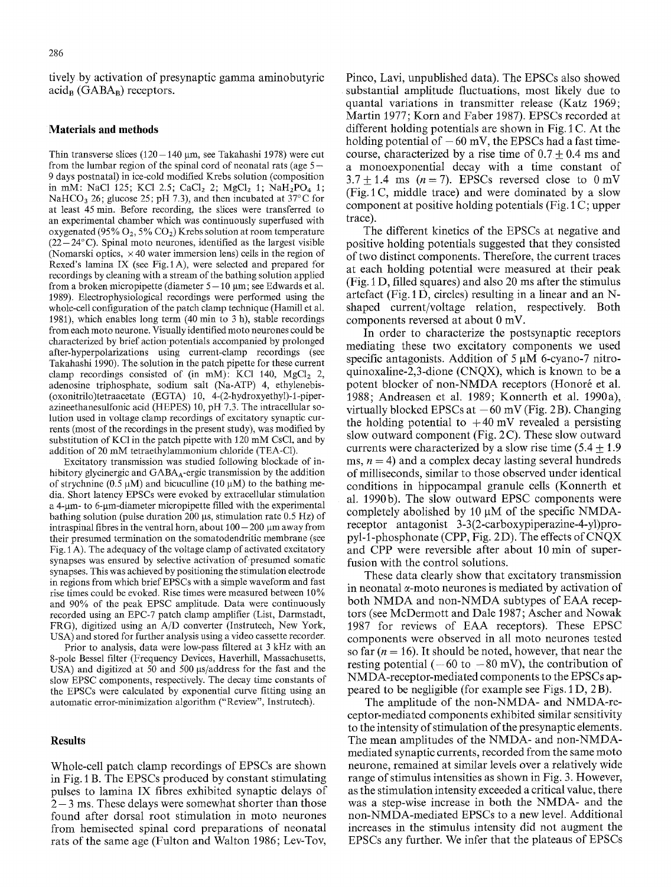tively by activation of presynaptic gamma aminobutyric $acid_B$ ($GABA_B$) receptors.

## Materials and methods

Thin transverse slices (120–140 μm, see Takahashi 1978) were cut from the lumbar region of the spinal cord of neonatal rats (age 5–9 days postnatal) in ice-cold modified Krebs solution (composition in mM: NaCl 125; KCl 2.5; $CaCl_2$ 2; $MgCl_2$ 1; $NaH_2PO_4$ 1; $NaHCO_3$ 26; glucose 25; pH 7.3), and then incubated at 37°C for at least 45 min. Before recording, the slices were transferred to an experimental chamber which was continuously superfused with oxygenated (95% $O_2$, 5% $CO_2$) Krebs solution at room temperature (22–24°C). Spinal moto neurones, identified as the largest visible (Nomarski optics, ×40 water immersion lens) cells in the region of Rexed's lamina IX (see Fig. 1 A), were selected and prepared for recordings by cleaning with a stream of the bathing solution applied from a broken micropipette (diameter 5–10 μm; see Edwards et al. 1989). Electrophysiological recordings were performed using the whole-cell configuration of the patch clamp technique (Hamill et al. 1981), which enables long term (40 min to 3 h), stable recordings from each moto neurone. Visually identified moto neurones could be characterized by brief action potentials accompanied by prolonged after-hyperpolarizations using current-clamp recordings (see Takahashi 1990). The solution in the patch pipette for these current clamp recordings consisted of (in mM): KCl 140, $MgCl_2$ 2, adenosine triphosphate, sodium salt (Na-ATP) 4, ethylenebis-(oxonitrilo)tetraacetate (EGTA) 10, 4-(2-hydroxyethyl)-1-piperazineethanesulfonic acid (HEPES) 10, pH 7.3. The intracellular solution used in voltage clamp recordings of excitatory synaptic currents (most of the recordings in the present study), was modified by substitution of KCl in the patch pipette with 120 mM CsCl, and by addition of 20 mM tetraethylammonium chloride (TEA-Cl).

Excitatory transmission was studied following blockade of inhibitory glycinergic and $GABA_A$-ergic transmission by the addition of strychnine (0.5 μM) and bicuculline (10 μM) to the bathing media. Short latency EPSCs were evoked by extracellular stimulation a 4-μm- to 6-μm-diameter micropipette filled with the experimental bathing solution (pulse duration 200 μs, stimulation rate 0.5 Hz) of intraspinal fibres in the ventral horn, about 100–200 μm away from their presumed termination on the somatodendritic membrane (see Fig. 1 A). The adequacy of the voltage clamp of activated excitatory synapses was ensured by selective activation of presumed somatic synapses. This was achieved by positioning the stimulation electrode in regions from which brief EPSCs with a simple waveform and fast rise times could be evoked. Rise times were measured between 10% and 90% of the peak EPSC amplitude. Data were continuously recorded using an EPC-7 patch clamp amplifier (List, Darmstadt, FRG), digitized using an A/D converter (Instrutech, New York, USA) and stored for further analysis using a video cassette recorder.

Prior to analysis, data were low-pass filtered at 3 kHz with an 8-pole Bessel filter (Frequency Devices, Haverhill, Massachusetts, USA) and digitized at 50 and 500 μs/address for the fast and the slow EPSC components, respectively. The decay time constants of the EPSCs were calculated by exponential curve fitting using an automatic error-minimization algorithm ("Review", Instrutech).

## Results

Whole-cell patch clamp recordings of EPSCs are shown in Fig. 1 B. The EPSCs produced by constant stimulating pulses to lamina IX fibres exhibited synaptic delays of 2–3 ms. These delays were somewhat shorter than those found after dorsal root stimulation in moto neurones from hemisected spinal cord preparations of neonatal rats of the same age (Fulton and Walton 1986; Lev-Tov, Pinco, Lavi, unpublished data). The EPSCs also showed substantial amplitude fluctuations, most likely due to quantal variations in transmitter release (Katz 1969; Martin 1977; Korn and Faber 1987). EPSCs recorded at different holding potentials are shown in Fig. 1 C. At the holding potential of −60 mV, the EPSCs had a fast time-course, characterized by a rise time of 0.7 ± 0.4 ms and a monoexponential decay with a time constant of 3.7 ± 1.4 ms ($n = 7$). EPSCs reversed close to 0 mV (Fig. 1 C, middle trace) and were dominated by a slow component at positive holding potentials (Fig. 1 C; upper trace).

The different kinetics of the EPSCs at negative and positive holding potentials suggested that they consisted of two distinct components. Therefore, the current traces at each holding potential were measured at their peak (Fig. 1 D, filled squares) and also 20 ms after the stimulus artefact (Fig. 1 D, circles) resulting in a linear and an N-shaped current/voltage relation, respectively. Both components reversed at about 0 mV.

In order to characterize the postsynaptic receptors mediating these two excitatory components we used specific antagonists. Addition of 5 μM 6-cyano-7 nitro-quinoxaline-2,3-dione (CNQX), which is known to be a potent blocker of non-NMDA receptors (Honoré et al. 1988; Andreasen et al. 1989; Konnerth et al. 1990a), virtually blocked EPSCs at −60 mV (Fig. 2 B). Changing the holding potential to +40 mV revealed a persisting slow outward component (Fig. 2 C). These slow outward currents were characterized by a slow rise time (5.4 ± 1.9 ms, $n = 4$) and a complex decay lasting several hundreds of milliseconds, similar to those observed under identical conditions in hippocampal granule cells (Konnerth et al. 1990b). The slow outward EPSC components were completely abolished by 10 μM of the specific NMDA-receptor antagonist 3-3(2-carboxypiperazine-4-yl)propyl-1-phosphonate (CPP, Fig. 2 D). The effects of CNQX and CPP were reversible after about 10 min of superfusion with the control solutions.

These data clearly show that excitatory transmission in neonatal α-moto neurones is mediated by activation of both NMDA and non-NMDA subtypes of EAA receptors (see McDermott and Dale 1987; Ascher and Nowak 1987 for reviews of EAA receptors). These EPSC components were observed in all moto neurones tested so far ($n = 16$). It should be noted, however, that near the resting potential (−60 to −80 mV), the contribution of NMDA-receptor-mediated components to the EPSCs appeared to be negligible (for example see Figs. 1 D, 2 B).

The amplitude of the non-NMDA- and NMDA-receptor-mediated components exhibited similar sensitivity to the intensity of stimulation of the presynaptic elements. The mean amplitudes of the NMDA- and non-NMDA-mediated synaptic currents, recorded from the same moto neurone, remained at similar levels over a relatively wide range of stimulus intensities as shown in Fig. 3. However, as the stimulation intensity exceeded a critical value, there was a step-wise increase in both the NMDA- and the non-NMDA-mediated EPSCs to a new level. Additional increases in the stimulus intensity did not augment the EPSCs any further. We infer that the plateaus of EPSCs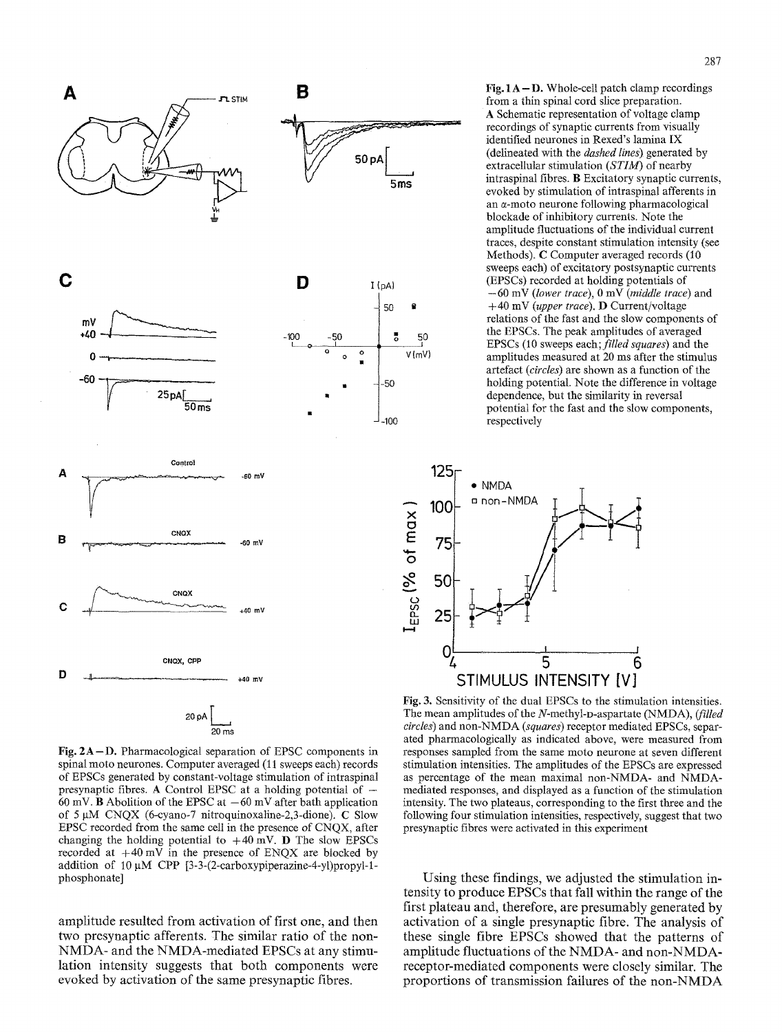**Fig. 1 A – D.** Whole-cell patch clamp recordings from a thin spinal cord slice preparation. **A** Schematic representation of voltage clamp recordings of synaptic currents from visually identified neurones in Rexed's lamina IX (delineated with the *dashed lines*) generated by extracellular stimulation (*STIM*) of nearby intraspinal fibres. **B** Excitatory synaptic currents, evoked by stimulation of intraspinal afferents in an α-moto neurone following pharmacological blockade of inhibitory currents. Note the amplitude fluctuations of the individual current traces, despite constant stimulation intensity (see Methods). **C** Computer averaged records (10 sweeps each) of excitatory postsynaptic currents (EPSCs) recorded at holding potentials of −60 mV (*lower trace*), 0 mV (*middle trace*) and +40 mV (*upper trace*). **D** Current/voltage relations of the fast and the slow components of the EPSCs. The peak amplitudes of averaged EPSCs (10 sweeps each; *filled squares*) and the amplitudes measured at 20 ms after the stimulus artefact (*circles*) are shown as a function of the holding potential. Note the difference in voltage dependence, but the similarity in reversal potential for the fast and the slow components, respectively

**Fig. 2 A – D.** Pharmacological separation of EPSC components in spinal moto neurones. Computer averaged (11 sweeps each) records of EPSCs generated by constant-voltage stimulation of intraspinal presynaptic fibres. **A** Control EPSC at a holding potential of −60 mV. **B** Abolition of the EPSC at −60 mV after bath application of 5 μM CNQX (6-cyano-7 nitroquinoxaline-2,3-dione). **C** Slow EPSC recorded from the same cell in the presence of CNQX, after changing the holding potential to +40 mV. **D** The slow EPSCs recorded at +40 mV in the presence of ENQX are blocked by addition of 10 μM CPP [3-3-(2-carboxypiperazine-4-yl)propyl-1-phosphonate]

**Fig. 3.** Sensitivity of the dual EPSCs to the stimulation intensities. The mean amplitudes of the *N*-methyl-D-aspartate (NMDA), (*filled circles*) and non-NMDA (*squares*) receptor mediated EPSCs, separated pharmacologically as indicated above, were measured from responses sampled from the same moto neurone at seven different stimulation intensities. The amplitudes of the EPSCs are expressed as percentage of the mean maximal non-NMDA- and NMDA-mediated responses, and displayed as a function of the stimulation intensity. The two plateaus, corresponding to the first three and the following four stimulation intensities, respectively, suggest that two presynaptic fibres were activated in this experiment

amplitude resulted from activation of first one, and then two presynaptic afferents. The similar ratio of the non-NMDA- and the NMDA-mediated EPSCs at any stimulation intensity suggests that both components were evoked by activation of the same presynaptic fibres.

Using these findings, we adjusted the stimulation intensity to produce EPSCs that fall within the range of the first plateau and, therefore, are presumably generated by activation of a single presynaptic fibre. The analysis of these single fibre EPSCs showed that the patterns of amplitude fluctuations of the NMDA- and non-NMDA-receptor-mediated components were closely similar. The proportions of transmission failures of the non-NMDA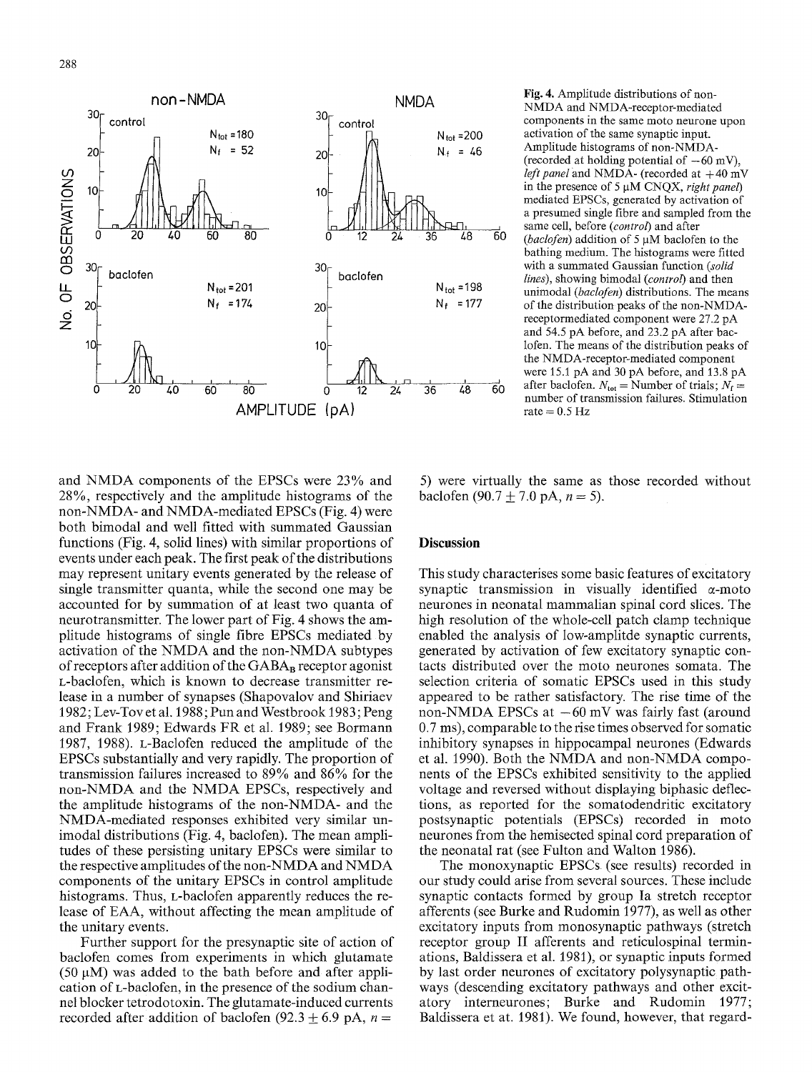Fig. 4. Amplitude distributions of non-NMDA and NMDA-receptor-mediated components in the same moto neurone upon activation of the same synaptic input. Amplitude histograms of non-NMDA- (recorded at holding potential of −60 mV), *left panel* and NMDA- (recorded at +40 mV in the presence of 5 μM CNQX, *right panel*) mediated EPSCs, generated by activation of a presumed single fibre and sampled from the same cell, before (*control*) and after (*baclofen*) addition of 5 μM baclofen to the bathing medium. The histograms were fitted with a summated Gaussian function (*solid lines*), showing bimodal (*control*) and then unimodal (*baclofen*) distributions. The means of the distribution peaks of the non-NMDA-receptormediated component were 27.2 pA and 54.5 pA before, and 23.2 pA after baclofen. The means of the distribution peaks of the NMDA-receptor-mediated component were 15.1 pA and 30 pA before, and 13.8 pA after baclofen. $N_{tot}$ = Number of trials; $N_f$ = number of transmission failures. Stimulation rate = 0.5 Hz

and NMDA components of the EPSCs were 23% and 28%, respectively and the amplitude histograms of the non-NMDA- and NMDA-mediated EPSCs (Fig. 4) were both bimodal and well fitted with summated Gaussian functions (Fig. 4, solid lines) with similar proportions of events under each peak. The first peak of the distributions may represent unitary events generated by the release of single transmitter quanta, while the second one may be accounted for by summation of at least two quanta of neurotransmitter. The lower part of Fig. 4 shows the amplitude histograms of single fibre EPSCs mediated by activation of the NMDA and the non-NMDA subtypes of receptors after addition of the $GABA_B$ receptor agonist L-baclofen, which is known to decrease transmitter release in a number of synapses (Shapovalov and Shiriaev 1982; Lev-Tov et al. 1988; Pun and Westbrook 1983; Peng and Frank 1989; Edwards FR et al. 1989; see Bormann 1987, 1988). L-Baclofen reduced the amplitude of the EPSCs substantially and very rapidly. The proportion of transmission failures increased to 89% and 86% for the non-NMDA and the NMDA EPSCs, respectively and the amplitude histograms of the non-NMDA- and the NMDA-mediated responses exhibited very similar unimodal distributions (Fig. 4, baclofen). The mean amplitudes of these persisting unitary EPSCs were similar to the respective amplitudes of the non-NMDA and NMDA components of the unitary EPSCs in control amplitude histograms. Thus, L-baclofen apparently reduces the release of EAA, without affecting the mean amplitude of the unitary events.

Further support for the presynaptic site of action of baclofen comes from experiments in which glutamate (50 μM) was added to the bath before and after application of L-baclofen, in the presence of the sodium channel blocker tetrodotoxin. The glutamate-induced currents recorded after addition of baclofen (92.3 ± 6.9 pA, $n$ = 5) were virtually the same as those recorded without baclofen (90.7 ± 7.0 pA, $n$ = 5).

## Discussion

This study characterises some basic features of excitatory synaptic transmission in visually identified α-moto neurones in neonatal mammalian spinal cord slices. The high resolution of the whole-cell patch clamp technique enabled the analysis of low-amplitde synaptic currents, generated by activation of few excitatory synaptic contacts distributed over the moto neurones somata. The selection criteria of somatic EPSCs used in this study appeared to be rather satisfactory. The rise time of the non-NMDA EPSCs at −60 mV was fairly fast (around 0.7 ms), comparable to the rise times observed for somatic inhibitory synapses in hippocampal neurones (Edwards et al. 1990). Both the NMDA and non-NMDA components of the EPSCs exhibited sensitivity to the applied voltage and reversed without displaying biphasic deflections, as reported for the somatodendritic excitatory postsynaptic potentials (EPSCs) recorded in moto neurones from the hemisected spinal cord preparation of the neonatal rat (see Fulton and Walton 1986).

The monoxynaptic EPSCs (see results) recorded in our study could arise from several sources. These include synaptic contacts formed by group Ia stretch receptor afferents (see Burke and Rudomin 1977), as well as other excitatory inputs from monosynaptic pathways (stretch receptor group II afferents and reticulospinal terminations, Baldissera et al. 1981), or synaptic inputs formed by last order neurones of excitatory polysynaptic pathways (descending excitatory pathways and other excitatory interneurones; Burke and Rudomin 1977; Baldissera et at. 1981). We found, however, that regard-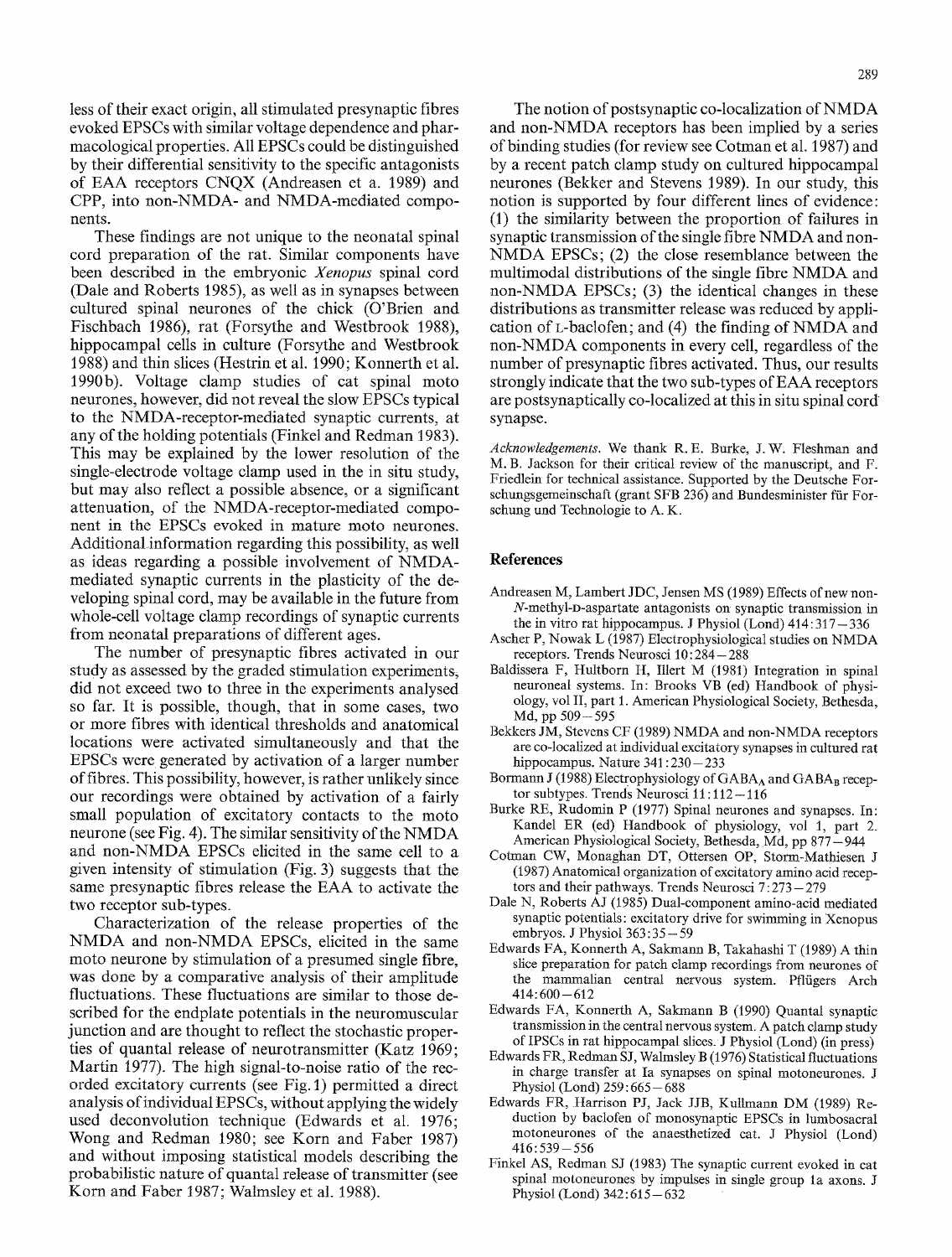less of their exact origin, all stimulated presynaptic fibres evoked EPSCs with similar voltage dependence and pharmacological properties. All EPSCs could be distinguished by their differential sensitivity to the specific antagonists of EAA receptors CNQX (Andreasen et a. 1989) and CPP, into non-NMDA- and NMDA-mediated components.

These findings are not unique to the neonatal spinal cord preparation of the rat. Similar components have been described in the embryonic *Xenopus* spinal cord (Dale and Roberts 1985), as well as in synapses between cultured spinal neurones of the chick (O'Brien and Fischbach 1986), rat (Forsythe and Westbrook 1988), hippocampal cells in culture (Forsythe and Westbrook 1988) and thin slices (Hestrin et al. 1990; Konnerth et al. 1990b). Voltage clamp studies of cat spinal moto neurones, however, did not reveal the slow EPSCs typical to the NMDA-receptor-mediated synaptic currents, at any of the holding potentials (Finkel and Redman 1983). This may be explained by the lower resolution of the single-electrode voltage clamp used in the in situ study, but may also reflect a possible absence, or a significant attenuation, of the NMDA-receptor-mediated component in the EPSCs evoked in mature moto neurones. Additional information regarding this possibility, as well as ideas regarding a possible involvement of NMDA-mediated synaptic currents in the plasticity of the developing spinal cord, may be available in the future from whole-cell voltage clamp recordings of synaptic currents from neonatal preparations of different ages.

The number of presynaptic fibres activated in our study as assessed by the graded stimulation experiments, did not exceed two to three in the experiments analysed so far. It is possible, though, that in some cases, two or more fibres with identical thresholds and anatomical locations were activated simultaneously and that the EPSCs were generated by activation of a larger number of fibres. This possibility, however, is rather unlikely since our recordings were obtained by activation of a fairly small population of excitatory contacts to the moto neurone (see Fig. 4). The similar sensitivity of the NMDA and non-NMDA EPSCs elicited in the same cell to a given intensity of stimulation (Fig. 3) suggests that the same presynaptic fibres release the EAA to activate the two receptor sub-types.

Characterization of the release properties of the NMDA and non-NMDA EPSCs, elicited in the same moto neurone by stimulation of a presumed single fibre, was done by a comparative analysis of their amplitude fluctuations. These fluctuations are similar to those described for the endplate potentials in the neuromuscular junction and are thought to reflect the stochastic properties of quantal release of neurotransmitter (Katz 1969; Martin 1977). The high signal-to-noise ratio of the recorded excitatory currents (see Fig. 1) permitted a direct analysis of individual EPSCs, without applying the widely used deconvolution technique (Edwards et al. 1976; Wong and Redman 1980; see Korn and Faber 1987) and without imposing statistical models describing the probabilistic nature of quantal release of transmitter (see Korn and Faber 1987; Walmsley et al. 1988).

The notion of postsynaptic co-localization of NMDA and non-NMDA receptors has been implied by a series of binding studies (for review see Cotman et al. 1987) and by a recent patch clamp study on cultured hippocampal neurones (Bekker and Stevens 1989). In our study, this notion is supported by four different lines of evidence: (1) the similarity between the proportion of failures in synaptic transmission of the single fibre NMDA and non-NMDA EPSCs; (2) the close resemblance between the multimodal distributions of the single fibre NMDA and non-NMDA EPSCs; (3) the identical changes in these distributions as transmitter release was reduced by application of L-baclofen; and (4) the finding of NMDA and non-NMDA components in every cell, regardless of the number of presynaptic fibres activated. Thus, our results strongly indicate that the two sub-types of EAA receptors are postsynaptically co-localized at this in situ spinal cord synapse.

*Acknowledgements.* We thank R. E. Burke, J. W. Fleshman and M. B. Jackson for their critical review of the manuscript, and F. Friedlein for technical assistance. Supported by the Deutsche Forschungsgemeinschaft (grant SFB 236) and Bundesminister für Forschung und Technologie to A. K.

## References

Andreasen M, Lambert JDC, Jensen MS (1989) Effects of new non-*N*-methyl-D-aspartate antagonists on synaptic transmission in the in vitro rat hippocampus. J Physiol (Lond) 414:317–336

Ascher P, Nowak L (1987) Electrophysiological studies on NMDA receptors. Trends Neurosci 10:284–288

Baldissera F, Hultborn H, Illert M (1981) Integration in spinal neuroneal systems. In: Brooks VB (ed) Handbook of physiology, vol II, part 1. American Physiological Society, Bethesda, Md, pp 509–595

Bekkers JM, Stevens CF (1989) NMDA and non-NMDA receptors are co-localized at individual excitatory synapses in cultured rat hippocampus. Nature 341:230–233

Bormann J (1988) Electrophysiology of $GABA_A$ and $GABA_B$ receptor subtypes. Trends Neurosci 11:112–116

Burke RE, Rudomin P (1977) Spinal neurones and synapses. In: Kandel ER (ed) Handbook of physiology, vol 1, part 2. American Physiological Society, Bethesda, Md, pp 877–944

Cotman CW, Monaghan DT, Ottersen OP, Storm-Mathiesen J (1987) Anatomical organization of excitatory amino acid receptors and their pathways. Trends Neurosci 7:273–279

Dale N, Roberts AJ (1985) Dual-component amino-acid mediated synaptic potentials: excitatory drive for swimming in Xenopus embryos. J Physiol 363:35–59

Edwards FA, Konnerth A, Sakmann B, Takahashi T (1989) A thin slice preparation for patch clamp recordings from neurones of the mammalian central nervous system. Pflügers Arch 414:600–612

Edwards FA, Konnerth A, Sakmann B (1990) Quantal synaptic transmission in the central nervous system. A patch clamp study of IPSCs in rat hippocampal slices. J Physiol (Lond) (in press)

Edwards FR, Redman SJ, Walmsley B (1976) Statistical fluctuations in charge transfer at Ia synapses on spinal motoneurones. J Physiol (Lond) 259:665–688

Edwards FR, Harrison PJ, Jack JJB, Kullmann DM (1989) Reduction by baclofen of monosynaptic EPSCs in lumbosacral motoneurones of the anaesthetized cat. J Physiol (Lond) 416:539–556

Finkel AS, Redman SJ (1983) The synaptic current evoked in cat spinal motoneurones by impulses in single group 1a axons. J Physiol (Lond) 342:615–632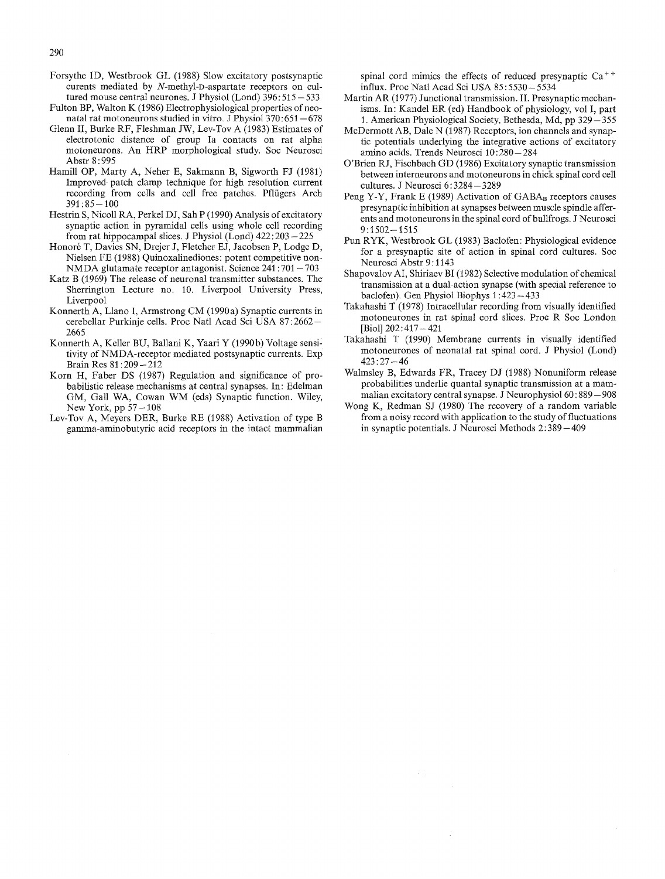Forsythe ID, Westbrook GL (1988) Slow excitatory postsynaptic curents mediated by *N*-methyl-D-aspartate receptors on cultured mouse central neurones. J Physiol (Lond) 396:515–533

Fulton BP, Walton K (1986) Electrophysiological properties of neonatal rat motoneurons studied in vitro. J Physiol 370:651–678

Glenn II, Burke RF, Fleshman JW, Lev-Tov A (1983) Estimates of electrotonic distance of group Ia contacts on rat alpha motoneurons. An HRP morphological study. Soc Neurosci Abstr 8:995

Hamill OP, Marty A, Neher E, Sakmann B, Sigworth FJ (1981) Improved patch clamp technique for high resolution current recording from cells and cell free patches. Pflügers Arch 391:85–100

Hestrin S, Nicoll RA, Perkel DJ, Sah P (1990) Analysis of excitatory synaptic action in pyramidal cells using whole cell recording from rat hippocampal slices. J Physiol (Lond) 422:203–225

Honoré T, Davies SN, Drejer J, Fletcher EJ, Jacobsen P, Lodge D, Nielsen FE (1988) Quinoxalinediones: potent competitive non-NMDA glutamate receptor antagonist. Science 241:701–703

Katz B (1969) The release of neuronal transmitter substances. The Sherrington Lecture no. 10. Liverpool University Press, Liverpool

Konnerth A, Llano I, Armstrong CM (1990a) Synaptic currents in cerebellar Purkinje cells. Proc Natl Acad Sci USA 87:2662–2665

Konnerth A, Keller BU, Ballani K, Yaari Y (1990b) Voltage sensitivity of NMDA-receptor mediated postsynaptic currents. Exp Brain Res 81:209–212

Korn H, Faber DS (1987) Regulation and significance of probabilistic release mechanisms at central synapses. In: Edelman GM, Gall WA, Cowan WM (eds) Synaptic function. Wiley, New York, pp 57–108

Lev-Tov A, Meyers DER, Burke RE (1988) Activation of type B gamma-aminobutyric acid receptors in the intact mammalian spinal cord mimics the effects of reduced presynaptic $Ca^{++}$ influx. Proc Natl Acad Sci USA 85:5530–5534

Martin AR (1977) Junctional transmission. II. Presynaptic mechanisms. In: Kandel ER (ed) Handbook of physiology, vol I, part 1. American Physiological Society, Bethesda, Md, pp 329–355

McDermott AB, Dale N (1987) Receptors, ion channels and synaptic potentials underlying the integrative actions of excitatory amino acids. Trends Neurosci 10:280–284

O'Brien RJ, Fischbach GD (1986) Excitatory synaptic transmission between interneurons and motoneurons in chick spinal cord cell cultures. J Neurosci 6:3284–3289

Peng Y-Y, Frank E (1989) Activation of $GABA_B$ receptors causes presynaptic inhibition at synapses between muscle spindle afferents and motoneurons in the spinal cord of bullfrogs. J Neurosci 9:1502–1515

Pun RYK, Westbrook GL (1983) Baclofen: Physiological evidence for a presynaptic site of action in spinal cord cultures. Soc Neurosci Abstr 9:1143

Shapovalov AI, Shiriaev BI (1982) Selective modulation of chemical transmission at a dual-action synapse (with special reference to baclofen). Gen Physiol Biophys 1:423–433

Takahashi T (1978) Intracellular recording from visually identified motoneurones in rat spinal cord slices. Proc R Soc London [Biol] 202:417–421

Takahashi T (1990) Membrane currents in visually identified motoneurones of neonatal rat spinal cord. J Physiol (Lond) 423:27–46

Walmsley B, Edwards FR, Tracey DJ (1988) Nonuniform release probabilities underlie quantal synaptic transmission at a mammalian excitatory central synapse. J Neurophysiol 60:889–908

Wong K, Redman SJ (1980) The recovery of a random variable from a noisy record with application to the study of fluctuations in synaptic potentials. J Neurosci Methods 2:389–409